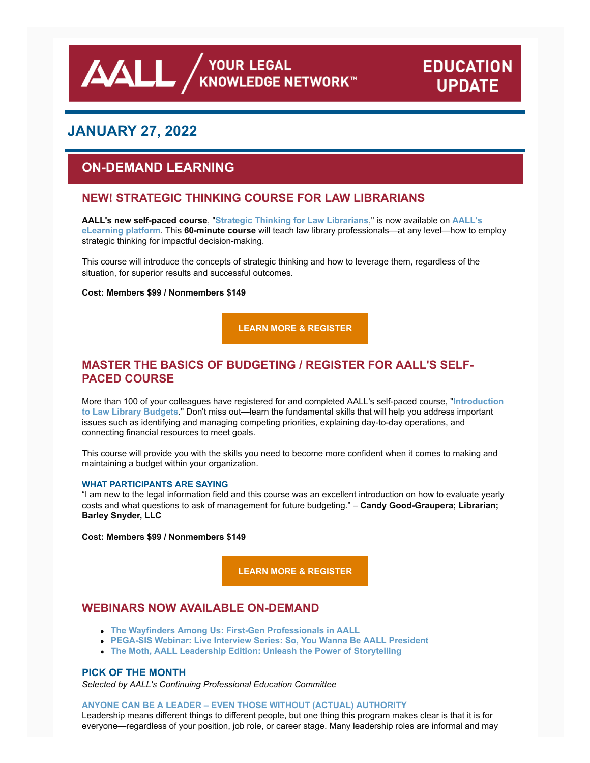# AALL / YOUR LEGAL KNOWLEDGE NETWORK™ — EDUCATION UPDATE

## JANUARY 27, 2022

## ON-DEMAND LEARNING

### NEW! STRATEGIC THINKING COURSE FOR LAW LIBRARIANS

**AALL's new self-paced course**, "**Strategic Thinking for Law Librarians**," is now available on **AALL's eLearning platform**. This **60-minute course** will teach law library professionals—at any level—how to employ strategic thinking for impactful decision-making.

This course will introduce the concepts of strategic thinking and how to leverage them, regardless of the situation, for superior results and successful outcomes.

**Cost: Members $99 / Nonmembers $149**

**LEARN MORE & REGISTER**

### MASTER THE BASICS OF BUDGETING / REGISTER FOR AALL'S SELF-PACED COURSE

More than 100 of your colleagues have registered for and completed AALL's self-paced course, "**Introduction to Law Library Budgets**." Don't miss out—learn the fundamental skills that will help you address important issues such as identifying and managing competing priorities, explaining day-to-day operations, and connecting financial resources to meet goals.

This course will provide you with the skills you need to become more confident when it comes to making and maintaining a budget within your organization.

#### WHAT PARTICIPANTS ARE SAYING

"I am new to the legal information field and this course was an excellent introduction on how to evaluate yearly costs and what questions to ask of management for future budgeting." – **Candy Good-Graupera; Librarian; Barley Snyder, LLC**

**Cost: Members $99 / Nonmembers $149**

**LEARN MORE & REGISTER**

### WEBINARS NOW AVAILABLE ON-DEMAND

- **The Wayfinders Among Us: First-Gen Professionals in AALL**
- **PEGA-SIS Webinar: Live Interview Series: So, You Wanna Be AALL President**
- **The Moth, AALL Leadership Edition: Unleash the Power of Storytelling**

### PICK OF THE MONTH

*Selected by AALL's Continuing Professional Education Committee*

#### ANYONE CAN BE A LEADER – EVEN THOSE WITHOUT (ACTUAL) AUTHORITY

Leadership means different things to different people, but one thing this program makes clear is that it is for everyone—regardless of your position, job role, or career stage. Many leadership roles are informal and may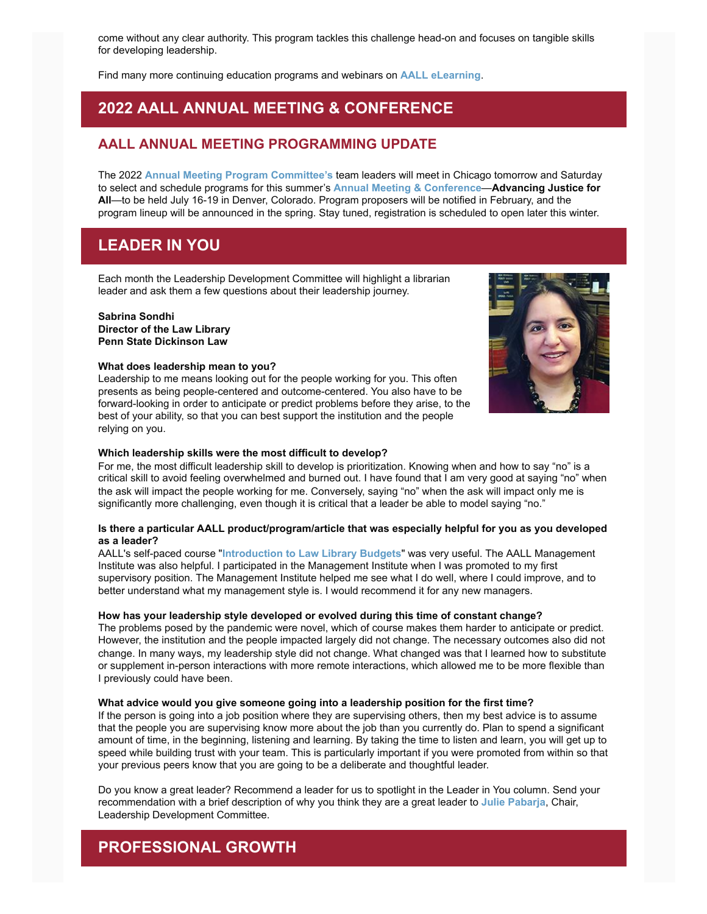come without any clear authority. This program tackles this challenge head-on and focuses on tangible skills for developing leadership.

Find many more continuing education programs and webinars on **AALL eLearning**.

## 2022 AALL ANNUAL MEETING & CONFERENCE

### AALL ANNUAL MEETING PROGRAMMING UPDATE

The 2022 **Annual Meeting Program Committee's** team leaders will meet in Chicago tomorrow and Saturday to select and schedule programs for this summer's **Annual Meeting & Conference**—**Advancing Justice for All**—to be held July 16-19 in Denver, Colorado. Program proposers will be notified in February, and the program lineup will be announced in the spring. Stay tuned, registration is scheduled to open later this winter.

## LEADER IN YOU

Each month the Leadership Development Committee will highlight a librarian leader and ask them a few questions about their leadership journey.

**Sabrina Sondhi**
**Director of the Law Library**
**Penn State Dickinson Law**

**What does leadership mean to you?**
Leadership to me means looking out for the people working for you. This often presents as being people-centered and outcome-centered. You also have to be forward-looking in order to anticipate or predict problems before they arise, to the best of your ability, so that you can best support the institution and the people relying on you.

**Which leadership skills were the most difficult to develop?**
For me, the most difficult leadership skill to develop is prioritization. Knowing when and how to say "no" is a critical skill to avoid feeling overwhelmed and burned out. I have found that I am very good at saying "no" when the ask will impact the people working for me. Conversely, saying "no" when the ask will impact only me is significantly more challenging, even though it is critical that a leader be able to model saying "no."

**Is there a particular AALL product/program/article that was especially helpful for you as you developed as a leader?**
AALL's self-paced course "**Introduction to Law Library Budgets**" was very useful. The AALL Management Institute was also helpful. I participated in the Management Institute when I was promoted to my first supervisory position. The Management Institute helped me see what I do well, where I could improve, and to better understand what my management style is. I would recommend it for any new managers.

**How has your leadership style developed or evolved during this time of constant change?**
The problems posed by the pandemic were novel, which of course makes them harder to anticipate or predict. However, the institution and the people impacted largely did not change. The necessary outcomes also did not change. In many ways, my leadership style did not change. What changed was that I learned how to substitute or supplement in-person interactions with more remote interactions, which allowed me to be more flexible than I previously could have been.

**What advice would you give someone going into a leadership position for the first time?**
If the person is going into a job position where they are supervising others, then my best advice is to assume that the people you are supervising know more about the job than you currently do. Plan to spend a significant amount of time, in the beginning, listening and learning. By taking the time to listen and learn, you will get up to speed while building trust with your team. This is particularly important if you were promoted from within so that your previous peers know that you are going to be a deliberate and thoughtful leader.

Do you know a great leader? Recommend a leader for us to spotlight in the Leader in You column. Send your recommendation with a brief description of why you think they are a great leader to **Julie Pabarja**, Chair, Leadership Development Committee.

## PROFESSIONAL GROWTH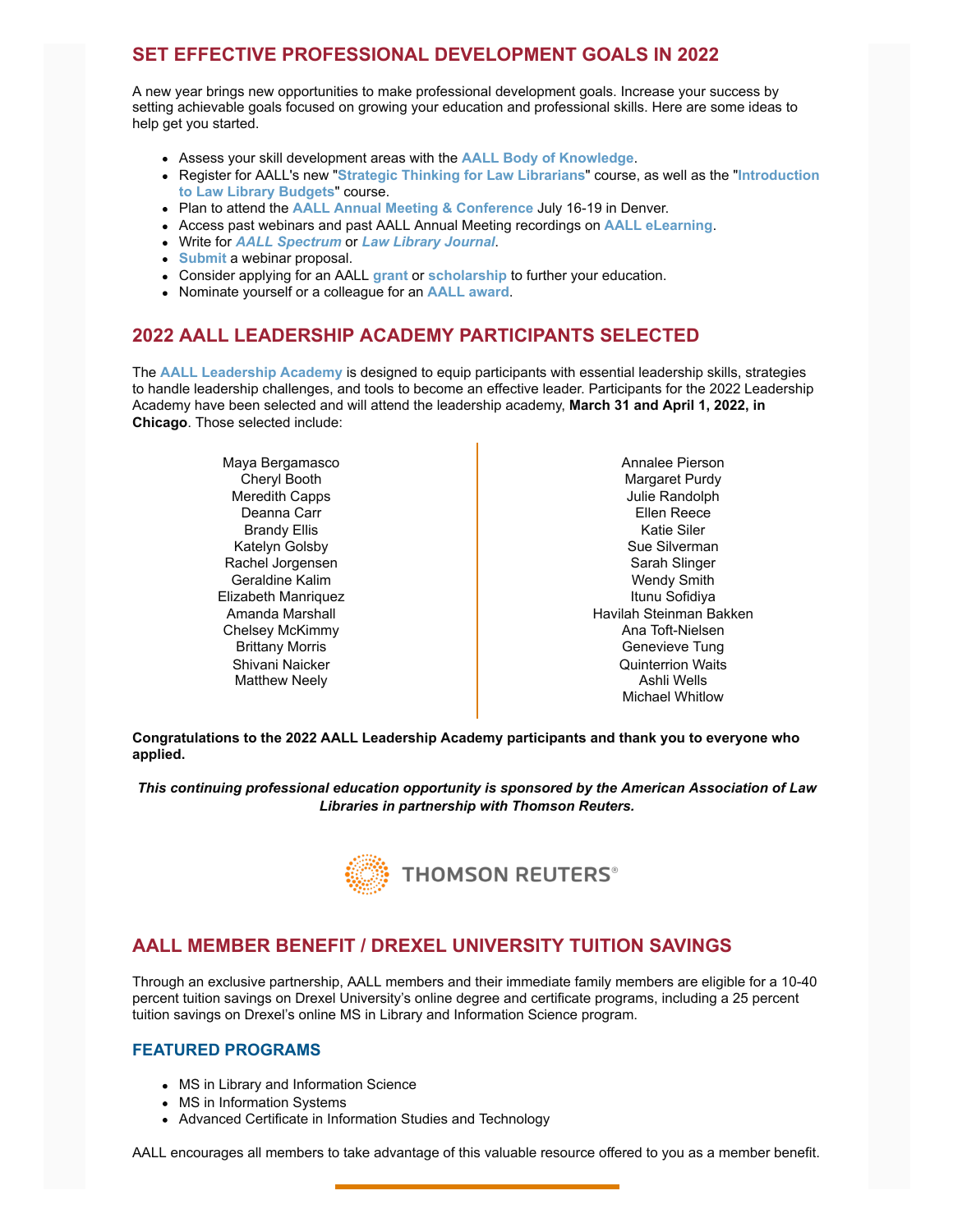## SET EFFECTIVE PROFESSIONAL DEVELOPMENT GOALS IN 2022

A new year brings new opportunities to make professional development goals. Increase your success by setting achievable goals focused on growing your education and professional skills. Here are some ideas to help get you started.

- Assess your skill development areas with the **AALL Body of Knowledge**.
- Register for AALL's new "**Strategic Thinking for Law Librarians**" course, as well as the "**Introduction to Law Library Budgets**" course.
- Plan to attend the **AALL Annual Meeting & Conference** July 16-19 in Denver.
- Access past webinars and past AALL Annual Meeting recordings on **AALL eLearning**.
- Write for ***AALL Spectrum*** or ***Law Library Journal***.
- **Submit** a webinar proposal.
- Consider applying for an AALL **grant** or **scholarship** to further your education.
- Nominate yourself or a colleague for an **AALL award**.

## 2022 AALL LEADERSHIP ACADEMY PARTICIPANTS SELECTED

The **AALL Leadership Academy** is designed to equip participants with essential leadership skills, strategies to handle leadership challenges, and tools to become an effective leader. Participants for the 2022 Leadership Academy have been selected and will attend the leadership academy, **March 31 and April 1, 2022, in Chicago**. Those selected include:

Maya Bergamasco
Cheryl Booth
Meredith Capps
Deanna Carr
Brandy Ellis
Katelyn Golsby
Rachel Jorgensen
Geraldine Kalim
Elizabeth Manriquez
Amanda Marshall
Chelsey McKimmy
Brittany Morris
Shivani Naicker
Matthew Neely
Annalee Pierson
Margaret Purdy
Julie Randolph
Ellen Reece
Katie Siler
Sue Silverman
Sarah Slinger
Wendy Smith
Itunu Sofidiya
Havilah Steinman Bakken
Ana Toft-Nielsen
Genevieve Tung
Quinterrion Waits
Ashli Wells
Michael Whitlow

**Congratulations to the 2022 AALL Leadership Academy participants and thank you to everyone who applied.**

***This continuing professional education opportunity is sponsored by the American Association of Law Libraries in partnership with Thomson Reuters.***

THOMSON REUTERS®

## AALL MEMBER BENEFIT / DREXEL UNIVERSITY TUITION SAVINGS

Through an exclusive partnership, AALL members and their immediate family members are eligible for a 10-40 percent tuition savings on Drexel University's online degree and certificate programs, including a 25 percent tuition savings on Drexel's online MS in Library and Information Science program.

### FEATURED PROGRAMS

- MS in Library and Information Science
- MS in Information Systems
- Advanced Certificate in Information Studies and Technology

AALL encourages all members to take advantage of this valuable resource offered to you as a member benefit.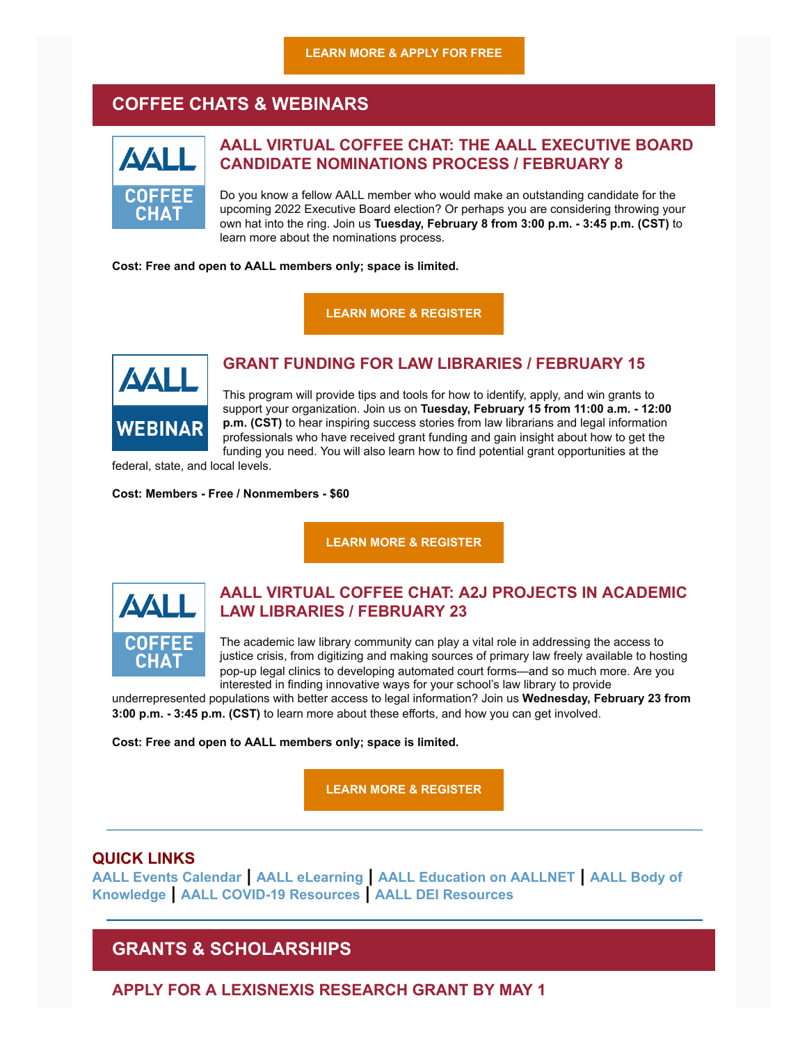LEARN MORE & APPLY FOR FREE

## COFFEE CHATS & WEBINARS

### AALL VIRTUAL COFFEE CHAT: THE AALL EXECUTIVE BOARD CANDIDATE NOMINATIONS PROCESS / FEBRUARY 8

Do you know a fellow AALL member who would make an outstanding candidate for the upcoming 2022 Executive Board election? Or perhaps you are considering throwing your own hat into the ring. Join us **Tuesday, February 8 from 3:00 p.m. - 3:45 p.m. (CST)** to learn more about the nominations process.

**Cost: Free and open to AALL members only; space is limited.**

LEARN MORE & REGISTER

### GRANT FUNDING FOR LAW LIBRARIES / FEBRUARY 15

This program will provide tips and tools for how to identify, apply, and win grants to support your organization. Join us on **Tuesday, February 15 from 11:00 a.m. - 12:00 p.m. (CST)** to hear inspiring success stories from law librarians and legal information professionals who have received grant funding and gain insight about how to get the funding you need. You will also learn how to find potential grant opportunities at the federal, state, and local levels.

**Cost: Members - Free / Nonmembers - $60**

LEARN MORE & REGISTER

### AALL VIRTUAL COFFEE CHAT: A2J PROJECTS IN ACADEMIC LAW LIBRARIES / FEBRUARY 23

The academic law library community can play a vital role in addressing the access to justice crisis, from digitizing and making sources of primary law freely available to hosting pop-up legal clinics to developing automated court forms—and so much more. Are you interested in finding innovative ways for your school's law library to provide underrepresented populations with better access to legal information? Join us **Wednesday, February 23 from 3:00 p.m. - 3:45 p.m. (CST)** to learn more about these efforts, and how you can get involved.

**Cost: Free and open to AALL members only; space is limited.**

LEARN MORE & REGISTER

---

### QUICK LINKS

AALL Events Calendar | AALL eLearning | AALL Education on AALLNET | AALL Body of Knowledge | AALL COVID-19 Resources | AALL DEI Resources

---

## GRANTS & SCHOLARSHIPS

### APPLY FOR A LEXISNEXIS RESEARCH GRANT BY MAY 1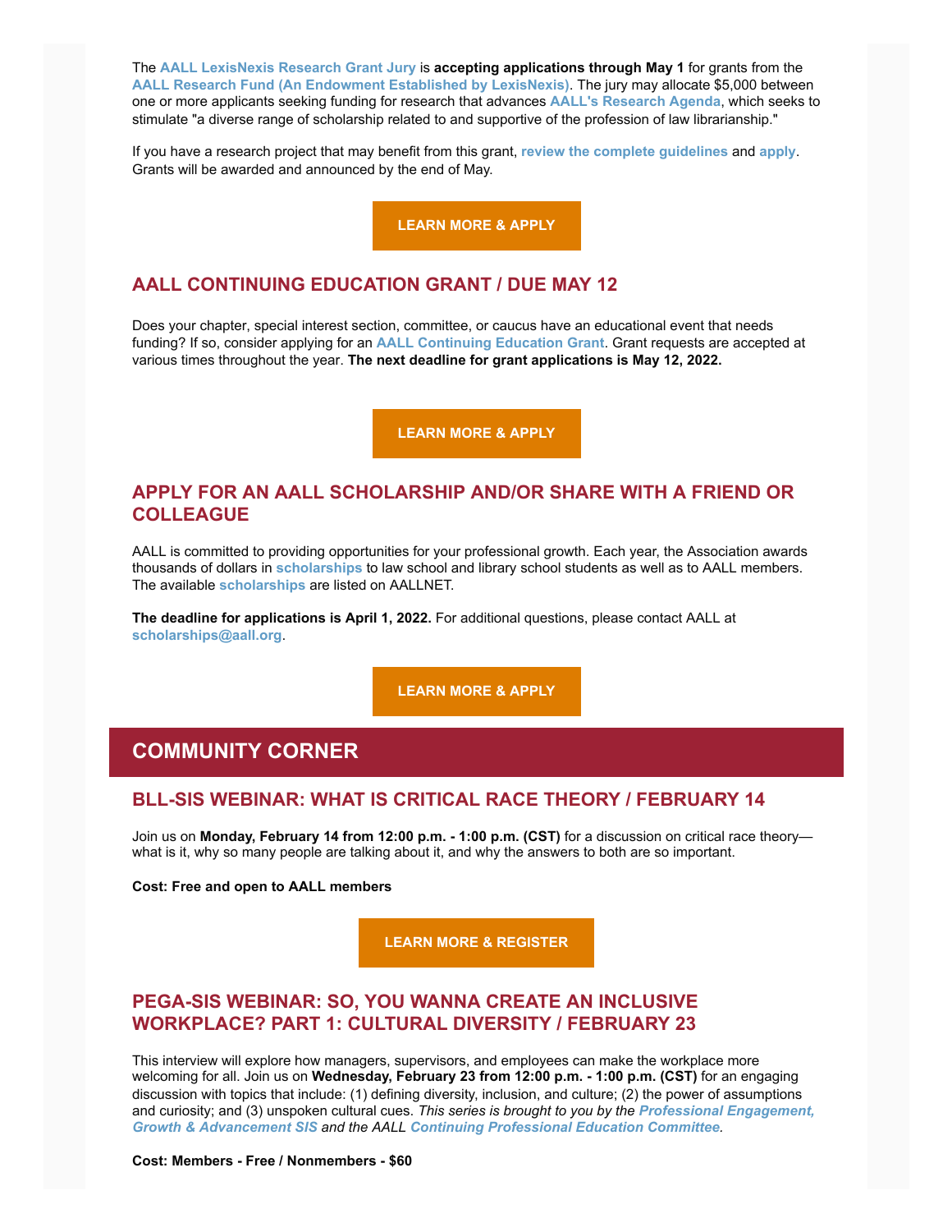The **AALL LexisNexis Research Grant Jury** is **accepting applications through May 1** for grants from the **AALL Research Fund (An Endowment Established by LexisNexis)**. The jury may allocate $5,000 between one or more applicants seeking funding for research that advances **AALL's Research Agenda**, which seeks to stimulate "a diverse range of scholarship related to and supportive of the profession of law librarianship."

If you have a research project that may benefit from this grant, **review the complete guidelines** and **apply**. Grants will be awarded and announced by the end of May.

**LEARN MORE & APPLY**

## AALL CONTINUING EDUCATION GRANT / DUE MAY 12

Does your chapter, special interest section, committee, or caucus have an educational event that needs funding? If so, consider applying for an **AALL Continuing Education Grant**. Grant requests are accepted at various times throughout the year. **The next deadline for grant applications is May 12, 2022.**

**LEARN MORE & APPLY**

## APPLY FOR AN AALL SCHOLARSHIP AND/OR SHARE WITH A FRIEND OR COLLEAGUE

AALL is committed to providing opportunities for your professional growth. Each year, the Association awards thousands of dollars in **scholarships** to law school and library school students as well as to AALL members. The available **scholarships** are listed on AALLNET.

**The deadline for applications is April 1, 2022.** For additional questions, please contact AALL at **scholarships@aall.org**.

**LEARN MORE & APPLY**

# COMMUNITY CORNER

## BLL-SIS WEBINAR: WHAT IS CRITICAL RACE THEORY / FEBRUARY 14

Join us on **Monday, February 14 from 12:00 p.m. - 1:00 p.m. (CST)** for a discussion on critical race theory—what is it, why so many people are talking about it, and why the answers to both are so important.

**Cost: Free and open to AALL members**

**LEARN MORE & REGISTER**

## PEGA-SIS WEBINAR: SO, YOU WANNA CREATE AN INCLUSIVE WORKPLACE? PART 1: CULTURAL DIVERSITY / FEBRUARY 23

This interview will explore how managers, supervisors, and employees can make the workplace more welcoming for all. Join us on **Wednesday, February 23 from 12:00 p.m. - 1:00 p.m. (CST)** for an engaging discussion with topics that include: (1) defining diversity, inclusion, and culture; (2) the power of assumptions and curiosity; and (3) unspoken cultural cues. *This series is brought to you by the **Professional Engagement, Growth & Advancement SIS** and the AALL **Continuing Professional Education Committee**.*

**Cost: Members - Free / Nonmembers - $60**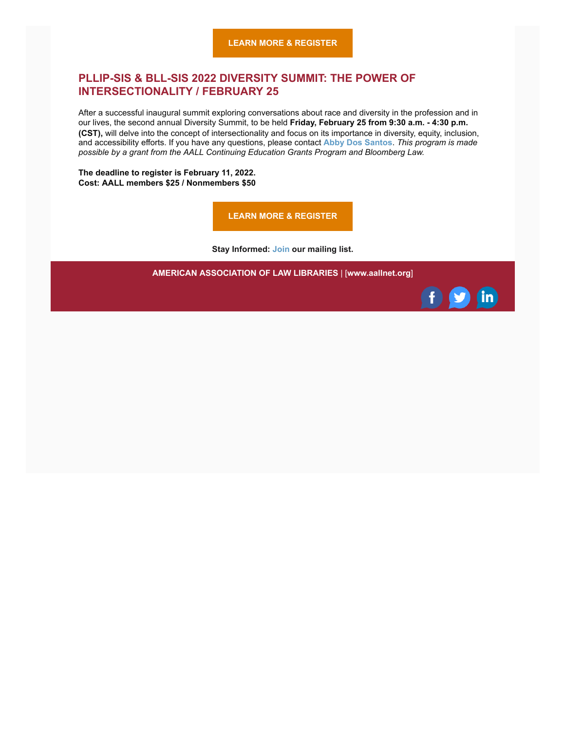**LEARN MORE & REGISTER**

## PLLIP-SIS & BLL-SIS 2022 DIVERSITY SUMMIT: THE POWER OF INTERSECTIONALITY / FEBRUARY 25

After a successful inaugural summit exploring conversations about race and diversity in the profession and in our lives, the second annual Diversity Summit, to be held **Friday, February 25 from 9:30 a.m. - 4:30 p.m. (CST),** will delve into the concept of intersectionality and focus on its importance in diversity, equity, inclusion, and accessibility efforts. If you have any questions, please contact **Abby Dos Santos**. *This program is made possible by a grant from the AALL Continuing Education Grants Program and Bloomberg Law.*

**The deadline to register is February 11, 2022.**
**Cost: AALL members $25 / Nonmembers $50**

**LEARN MORE & REGISTER**

**Stay Informed: Join our mailing list.**

**AMERICAN ASSOCIATION OF LAW LIBRARIES** | [**www.aallnet.org**]